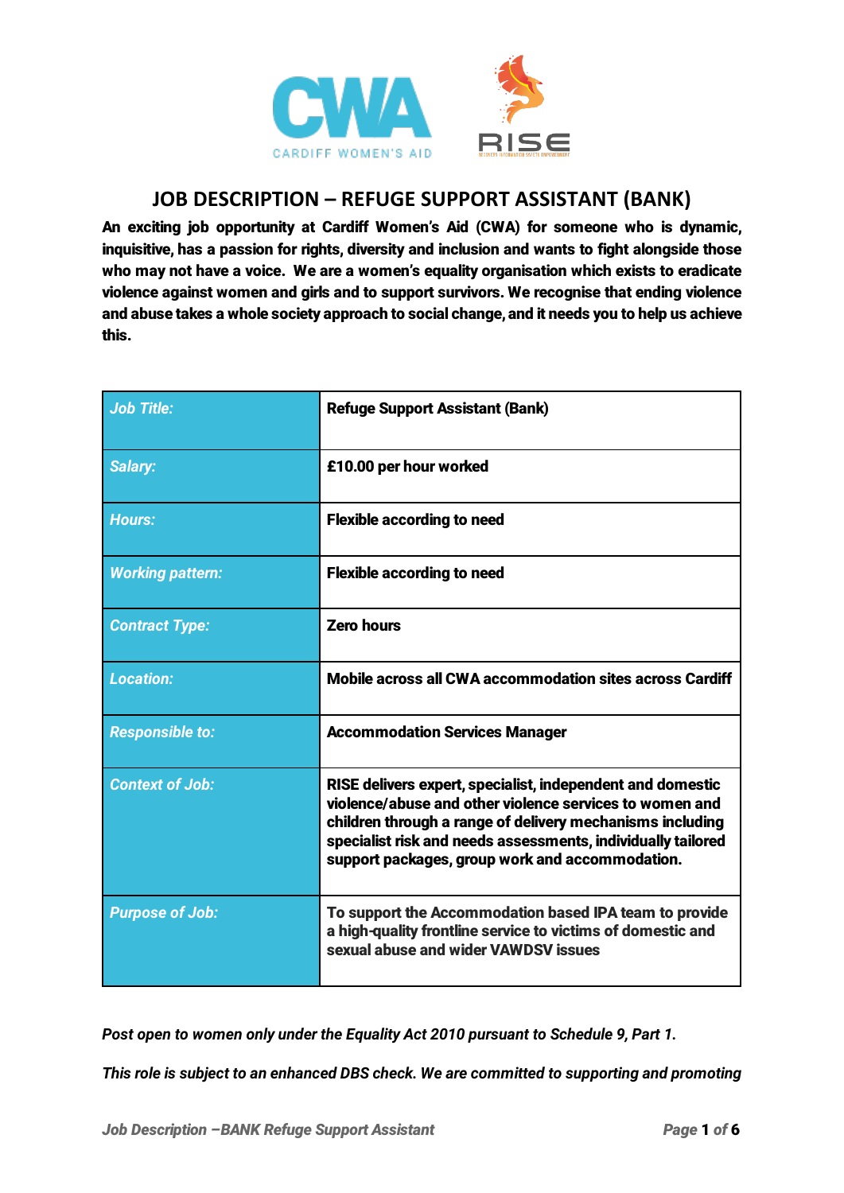# JOB DESCRIPTION – REFUGE SUPPORT ASSISTANT (BANK)

**An exciting job opportunity at Cardiff Women's Aid (CWA) for someone who is dynamic, inquisitive, has a passion for rights, diversity and inclusion and wants to fight alongside those who may not have a voice. We are a women's equality organisation which exists to eradicate violence against women and girls and to support survivors. We recognise that ending violence and abuse takes a whole society approach to social change, and it needs you to help us achieve this.**

| | |
|---|---|
| ***Job Title:*** | **Refuge Support Assistant (Bank)** |
| ***Salary:*** | **£10.00 per hour worked** |
| ***Hours:*** | **Flexible according to need** |
| ***Working pattern:*** | **Flexible according to need** |
| ***Contract Type:*** | **Zero hours** |
| ***Location:*** | **Mobile across all CWA accommodation sites across Cardiff** |
| ***Responsible to:*** | **Accommodation Services Manager** |
| ***Context of Job:*** | **RISE delivers expert, specialist, independent and domestic violence/abuse and other violence services to women and children through a range of delivery mechanisms including specialist risk and needs assessments, individually tailored support packages, group work and accommodation.** |
| ***Purpose of Job:*** | **To support the Accommodation based IPA team to provide a high-quality frontline service to victims of domestic and sexual abuse and wider VAWDSV issues** |

***Post open to women only under the Equality Act 2010 pursuant to Schedule 9, Part 1.***

***This role is subject to an enhanced DBS check. We are committed to supporting and promoting***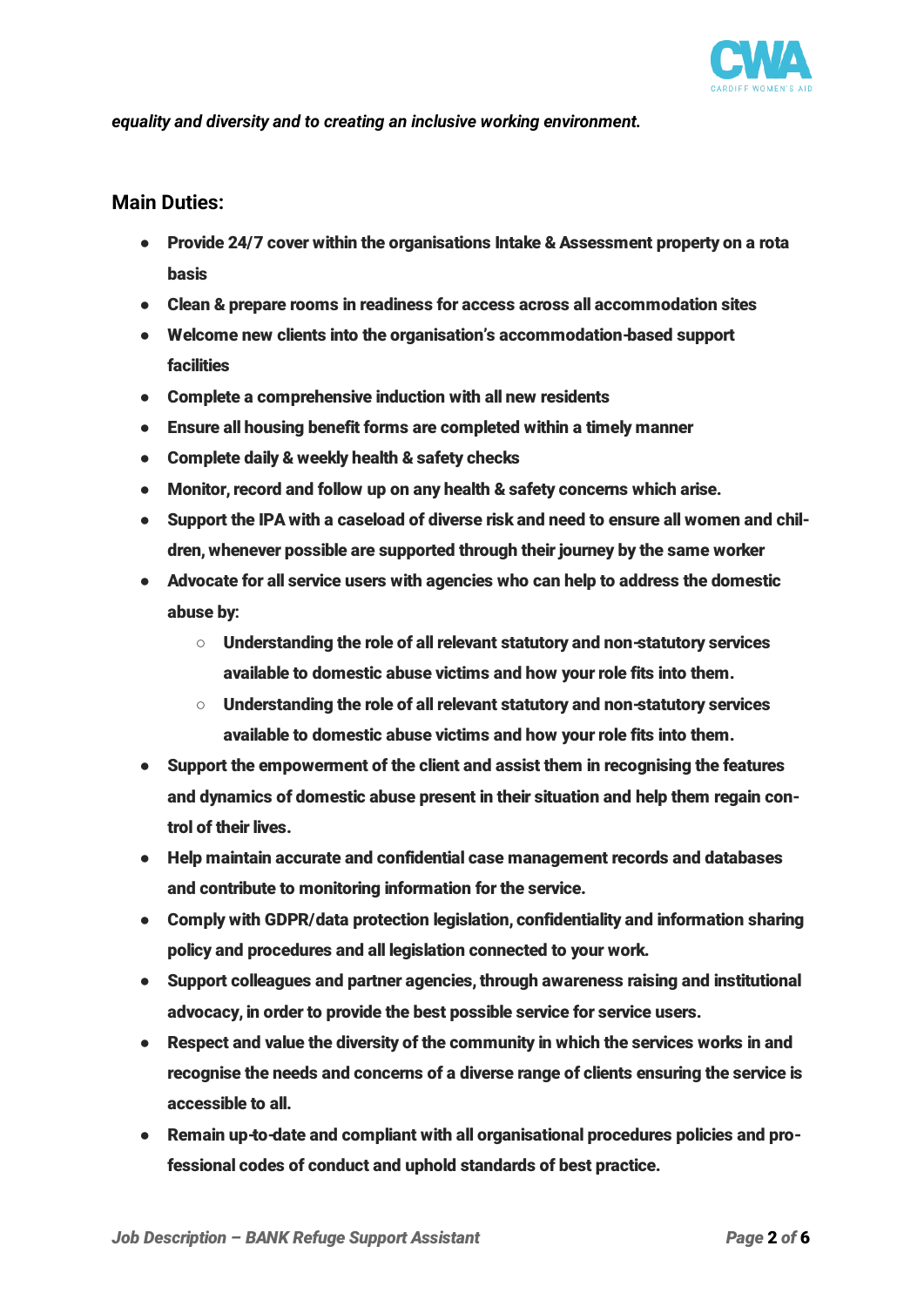*equality and diversity and to creating an inclusive working environment.*

## Main Duties:

- **Provide 24/7 cover within the organisations Intake & Assessment property on a rota basis**
- **Clean & prepare rooms in readiness for access across all accommodation sites**
- **Welcome new clients into the organisation's accommodation-based support facilities**
- **Complete a comprehensive induction with all new residents**
- **Ensure all housing benefit forms are completed within a timely manner**
- **Complete daily & weekly health & safety checks**
- **Monitor, record and follow up on any health & safety concerns which arise.**
- **Support the IPA with a caseload of diverse risk and need to ensure all women and children, whenever possible are supported through their journey by the same worker**
- **Advocate for all service users with agencies who can help to address the domestic abuse by:**
    - **Understanding the role of all relevant statutory and non-statutory services available to domestic abuse victims and how your role fits into them.**
    - **Understanding the role of all relevant statutory and non-statutory services available to domestic abuse victims and how your role fits into them.**
- **Support the empowerment of the client and assist them in recognising the features and dynamics of domestic abuse present in their situation and help them regain control of their lives.**
- **Help maintain accurate and confidential case management records and databases and contribute to monitoring information for the service.**
- **Comply with GDPR/data protection legislation, confidentiality and information sharing policy and procedures and all legislation connected to your work.**
- **Support colleagues and partner agencies, through awareness raising and institutional advocacy, in order to provide the best possible service for service users.**
- **Respect and value the diversity of the community in which the services works in and recognise the needs and concerns of a diverse range of clients ensuring the service is accessible to all.**
- **Remain up-to-date and compliant with all organisational procedures policies and professional codes of conduct and uphold standards of best practice.**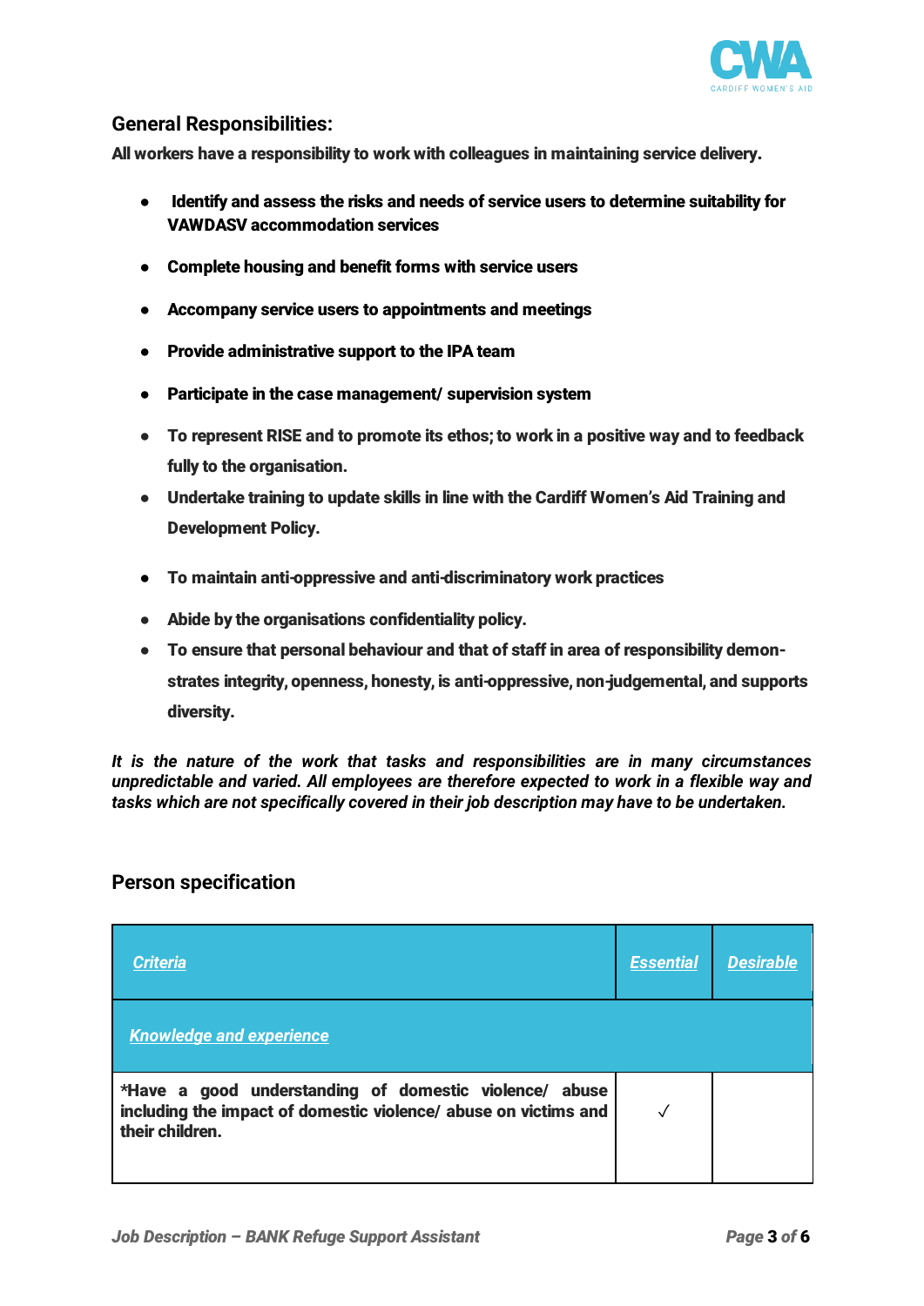## General Responsibilities:

**All workers have a responsibility to work with colleagues in maintaining service delivery.**

- **Identify and assess the risks and needs of service users to determine suitability for VAWDASV accommodation services**
- **Complete housing and benefit forms with service users**
- **Accompany service users to appointments and meetings**
- **Provide administrative support to the IPA team**
- **Participate in the case management/ supervision system**
- **To represent RISE and to promote its ethos; to work in a positive way and to feedback fully to the organisation.**
- **Undertake training to update skills in line with the Cardiff Women's Aid Training and Development Policy.**
- **To maintain anti-oppressive and anti-discriminatory work practices**
- **Abide by the organisations confidentiality policy.**
- **To ensure that personal behaviour and that of staff in area of responsibility demonstrates integrity, openness, honesty, is anti-oppressive, non-judgemental, and supports diversity.**

***It is the nature of the work that tasks and responsibilities are in many circumstances unpredictable and varied. All employees are therefore expected to work in a flexible way and tasks which are not specifically covered in their job description may have to be undertaken.***

## Person specification

| *Criteria* | *Essential* | *Desirable* |
|---|---|---|
| ***Knowledge and experience*** | | |
| **\*Have a good understanding of domestic violence/ abuse including the impact of domestic violence/ abuse on victims and their children.** | ✓ | |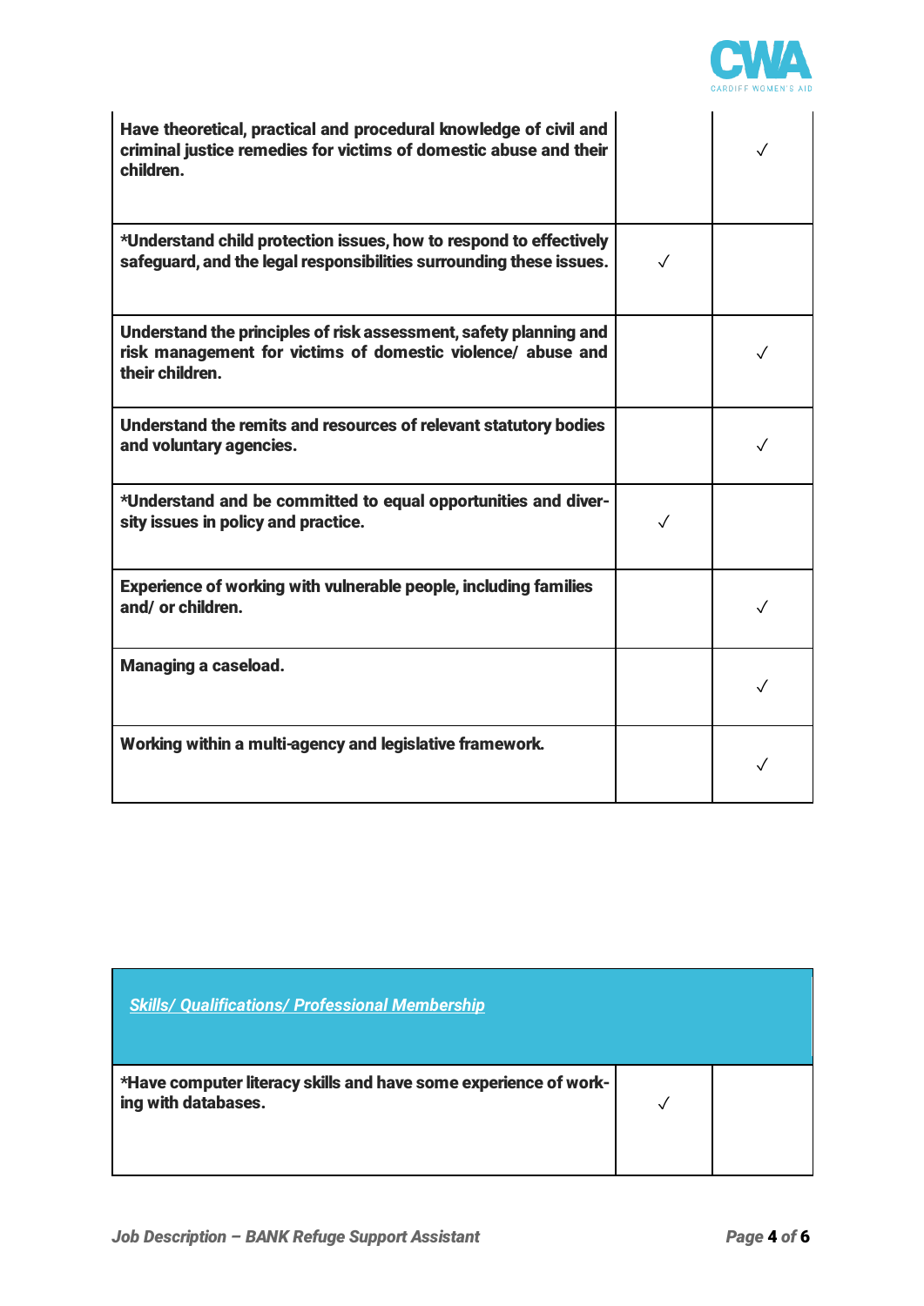| | | |
|---|---|---|
| **Have theoretical, practical and procedural knowledge of civil and criminal justice remedies for victims of domestic abuse and their children.** | | ✓ |
| **\*Understand child protection issues, how to respond to effectively safeguard, and the legal responsibilities surrounding these issues.** | ✓ | |
| **Understand the principles of risk assessment, safety planning and risk management for victims of domestic violence/ abuse and their children.** | | ✓ |
| **Understand the remits and resources of relevant statutory bodies and voluntary agencies.** | | ✓ |
| **\*Understand and be committed to equal opportunities and diversity issues in policy and practice.** | ✓ | |
| **Experience of working with vulnerable people, including families and/ or children.** | | ✓ |
| **Managing a caseload.** | | ✓ |
| **Working within a multi-agency and legislative framework.** | | ✓ |

| ***Skills/ Qualifications/ Professional Membership*** | | |
|---|---|---|
| **\*Have computer literacy skills and have some experience of working with databases.** | ✓ | |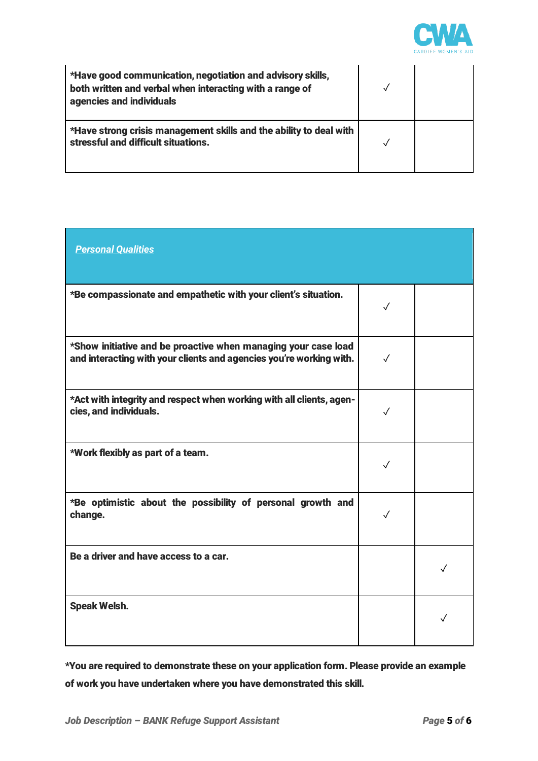| | | |
|---|---|---|
| *Have good communication, negotiation and advisory skills, both written and verbal when interacting with a range of agencies and individuals | ✓ | |
| *Have strong crisis management skills and the ability to deal with stressful and difficult situations. | ✓ | |

| ***Personal Qualities*** | | |
|---|---|---|
| *Be compassionate and empathetic with your client's situation. | ✓ | |
| *Show initiative and be proactive when managing your case load and interacting with your clients and agencies you're working with. | ✓ | |
| *Act with integrity and respect when working with all clients, agencies, and individuals. | ✓ | |
| *Work flexibly as part of a team. | ✓ | |
| *Be optimistic about the possibility of personal growth and change. | ✓ | |
| Be a driver and have access to a car. | | ✓ |
| Speak Welsh. | | ✓ |

**\*You are required to demonstrate these on your application form. Please provide an example of work you have undertaken where you have demonstrated this skill.**